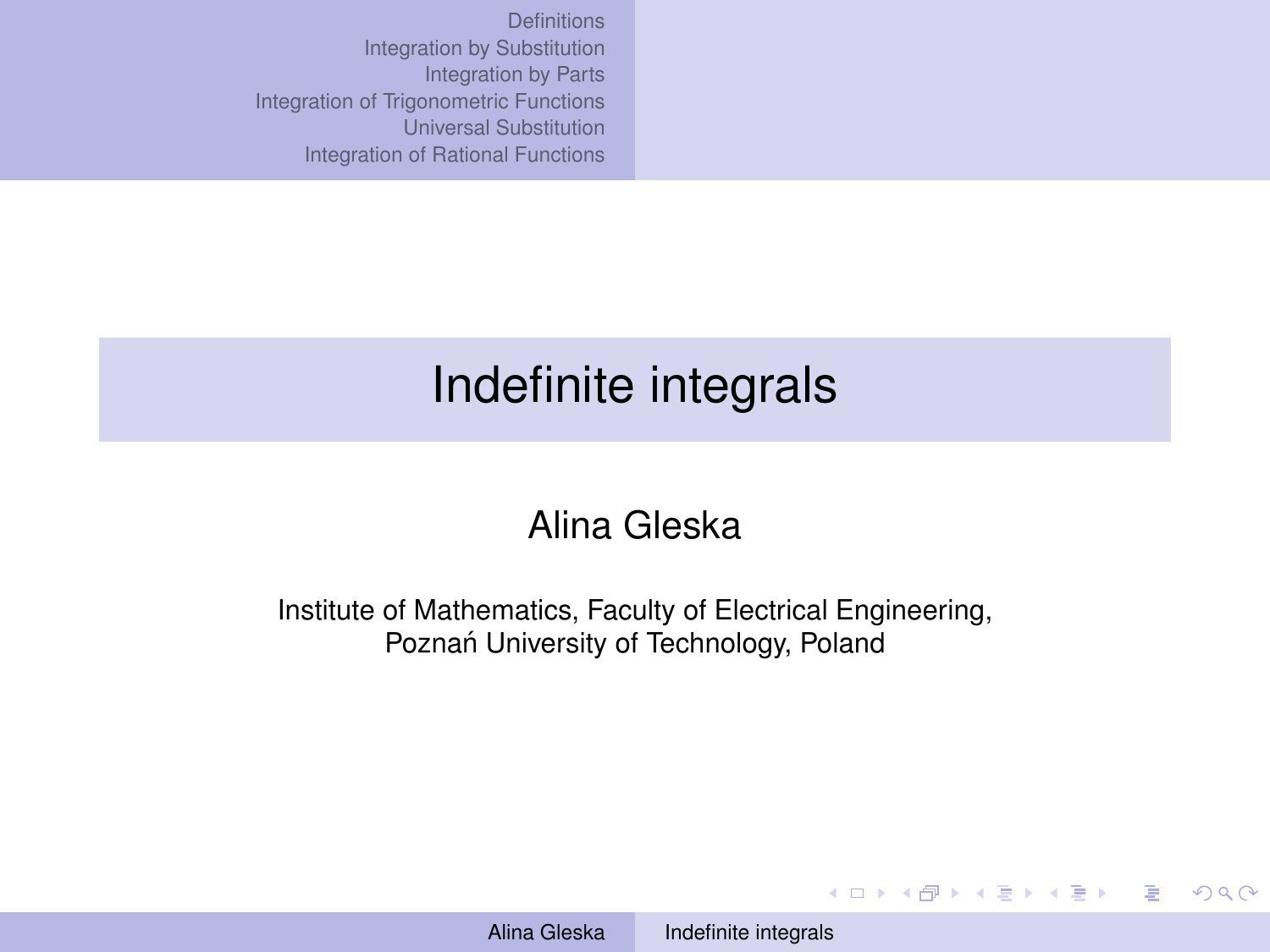# Indefinite integrals

Alina Gleska

Institute of Mathematics, Faculty of Electrical Engineering,
Poznań University of Technology, Poland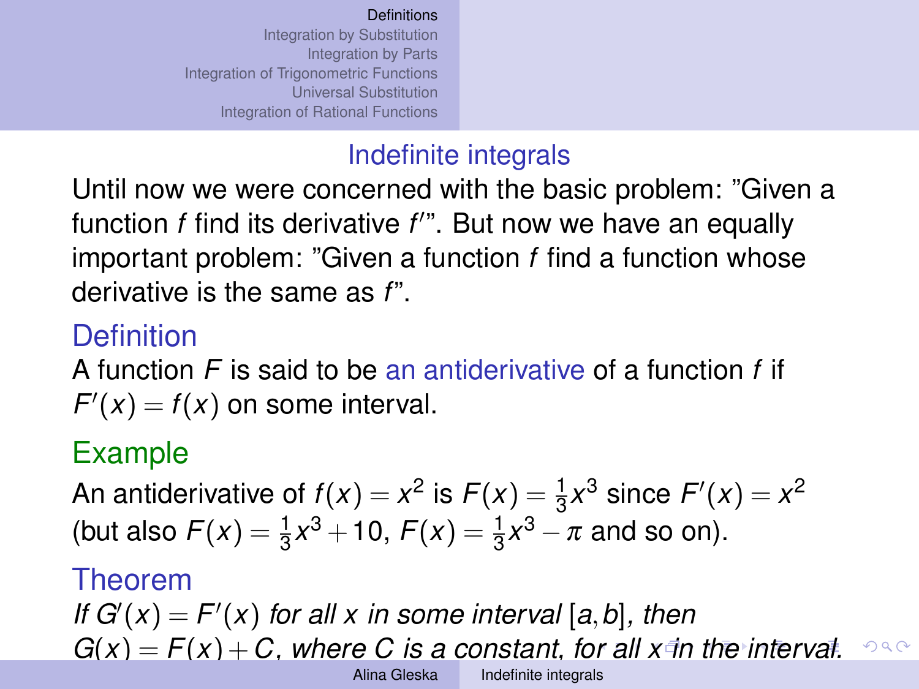## Indefinite integrals

Until now we were concerned with the basic problem: "Given a function $f$ find its derivative $f'$". But now we have an equally important problem: "Given a function $f$ find a function whose derivative is the same as $f$".

### Definition

A function $F$ is said to be an antiderivative of a function $f$ if $F'(x) = f(x)$ on some interval.

### Example

An antiderivative of $f(x) = x^2$ is $F(x) = \frac{1}{3}x^3$ since $F'(x) = x^2$ (but also $F(x) = \frac{1}{3}x^3 + 10$, $F(x) = \frac{1}{3}x^3 - \pi$ and so on).

### Theorem

*If $G'(x) = F'(x)$ for all $x$ in some interval $[a, b]$, then $G(x) = F(x) + C$, where $C$ is a constant, for all $x$ in the interval.*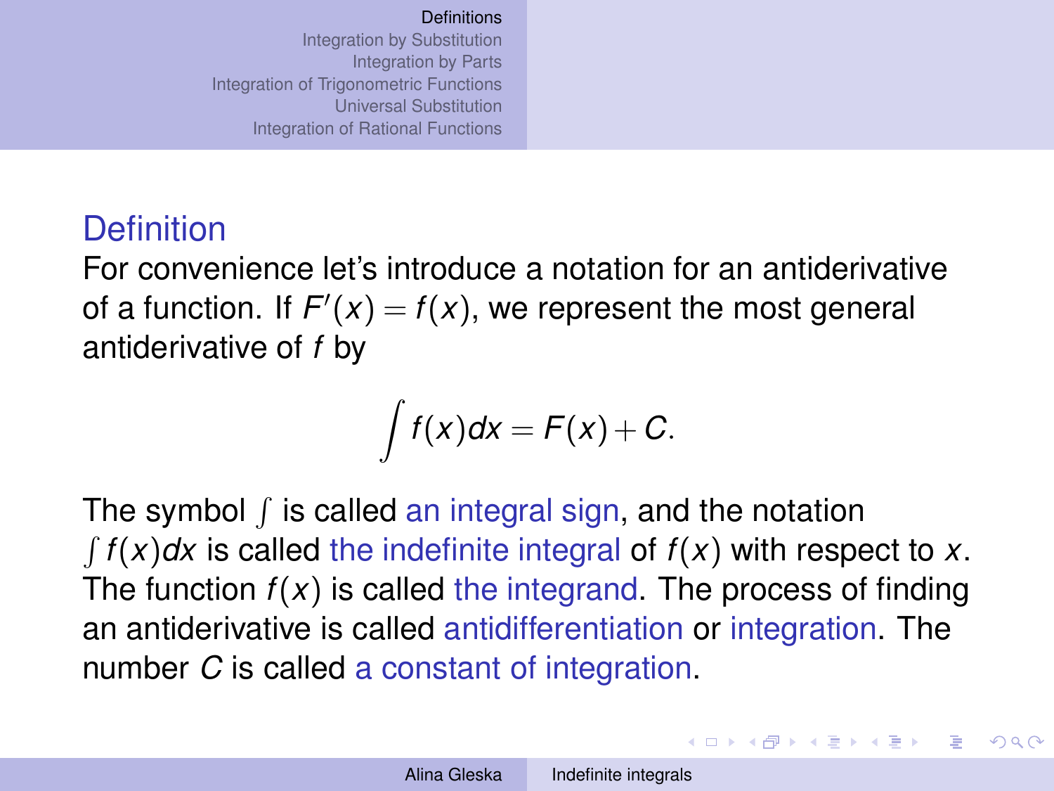## Definition

For convenience let's introduce a notation for an antiderivative of a function. If $F'(x) = f(x)$, we represent the most general antiderivative of $f$ by

$$\int f(x)dx = F(x) + C.$$

The symbol $\int$ is called an integral sign, and the notation $\int f(x)dx$ is called the indefinite integral of $f(x)$ with respect to $x$. The function $f(x)$ is called the integrand. The process of finding an antiderivative is called antidifferentiation or integration. The number $C$ is called a constant of integration.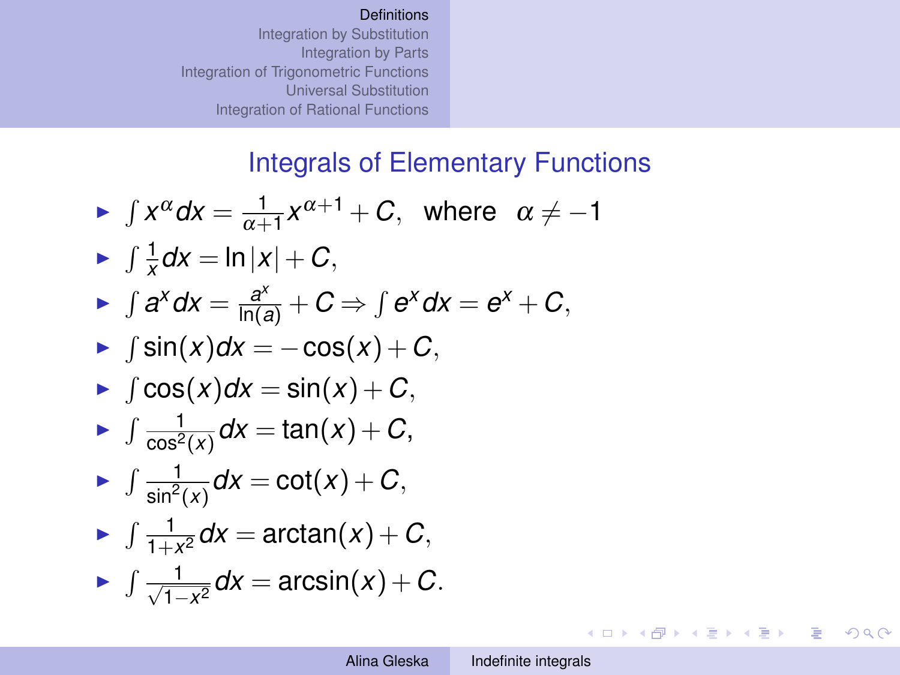## Integrals of Elementary Functions

- $\int x^{\alpha} dx = \frac{1}{\alpha+1} x^{\alpha+1} + C$, where $\alpha \neq -1$
- $\int \frac{1}{x} dx = \ln|x| + C$,
- $\int a^x dx = \frac{a^x}{\ln(a)} + C \Rightarrow \int e^x dx = e^x + C$,
- $\int \sin(x) dx = -\cos(x) + C$,
- $\int \cos(x) dx = \sin(x) + C$,
- $\int \frac{1}{\cos^2(x)} dx = \tan(x) + C$,
- $\int \frac{1}{\sin^2(x)} dx = \cot(x) + C$,
- $\int \frac{1}{1+x^2} dx = \arctan(x) + C$,
- $\int \frac{1}{\sqrt{1-x^2}} dx = \arcsin(x) + C$.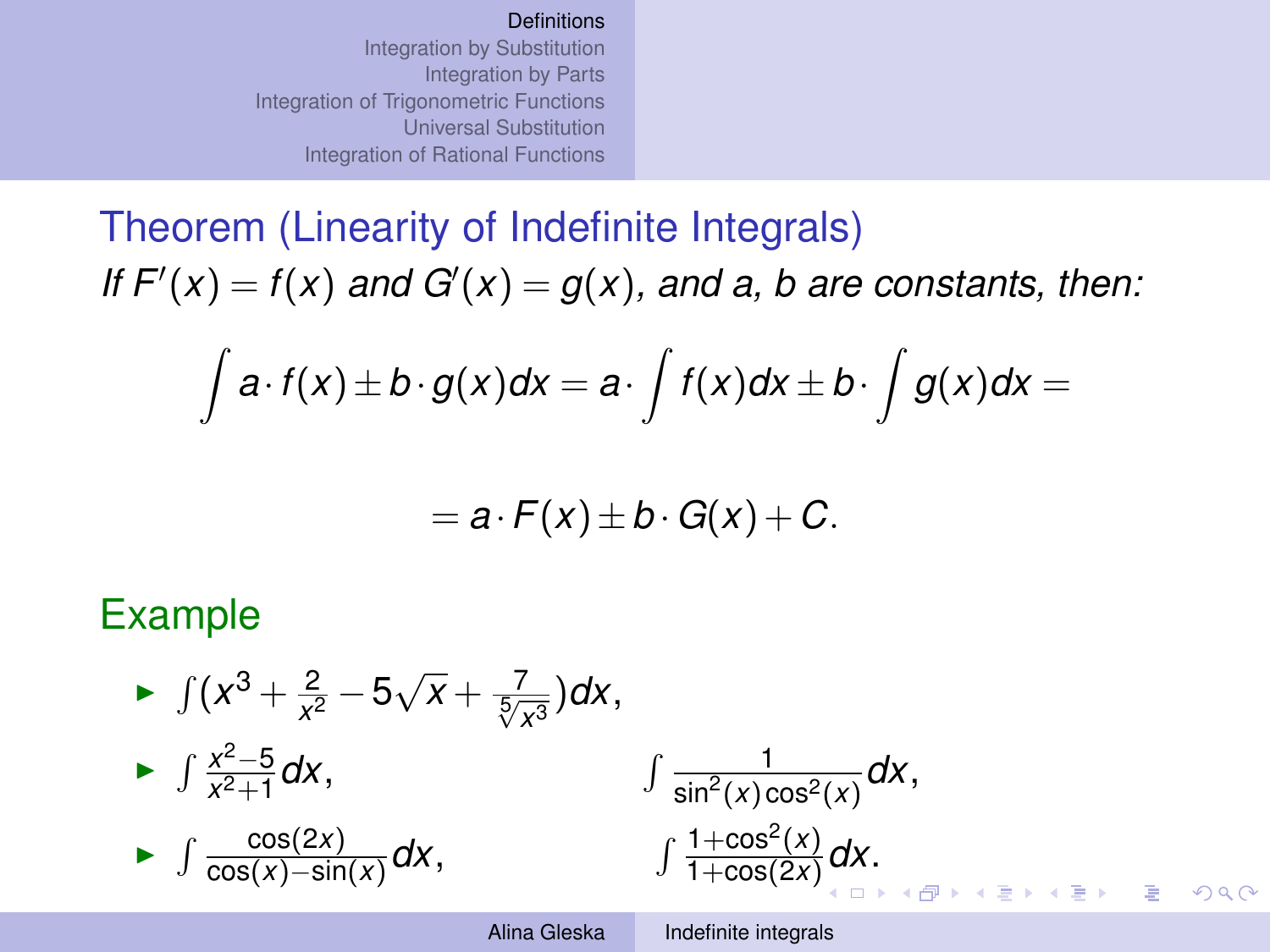## Theorem (Linearity of Indefinite Integrals)

*If $F'(x) = f(x)$ and $G'(x) = g(x)$, and $a$, $b$ are constants, then:*

$$\int a \cdot f(x) \pm b \cdot g(x) dx = a \cdot \int f(x) dx \pm b \cdot \int g(x) dx =$$

$$= a \cdot F(x) \pm b \cdot G(x) + C.$$

## Example

- $\int (x^3 + \frac{2}{x^2} - 5\sqrt{x} + \frac{7}{\sqrt[5]{x^3}}) dx$,
- $\int \frac{x^2-5}{x^2+1} dx$, $\quad \int \frac{1}{\sin^2(x)\cos^2(x)} dx$,
- $\int \frac{\cos(2x)}{\cos(x)-\sin(x)} dx$, $\quad \int \frac{1+\cos^2(x)}{1+\cos(2x)} dx$.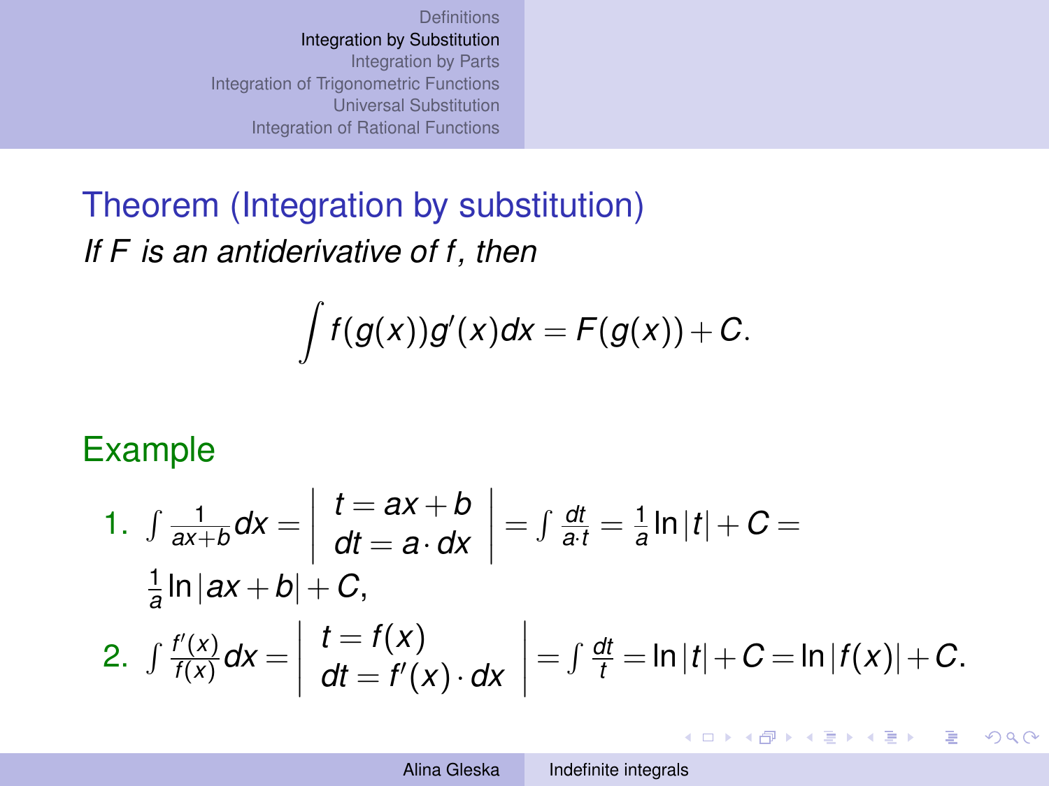## Theorem (Integration by substitution)

*If $F$ is an antiderivative of $f$, then*

$$\int f(g(x))g'(x)dx = F(g(x)) + C.$$

## Example

1. $\int \frac{1}{ax+b}dx = \left| \begin{array}{l} t = ax+b \\ dt = a \cdot dx \end{array} \right| = \int \frac{dt}{a \cdot t} = \frac{1}{a}\ln|t| + C = \frac{1}{a}\ln|ax+b| + C,$
2. $\int \frac{f'(x)}{f(x)}dx = \left| \begin{array}{l} t = f(x) \\ dt = f'(x) \cdot dx \end{array} \right| = \int \frac{dt}{t} = \ln|t| + C = \ln|f(x)| + C.$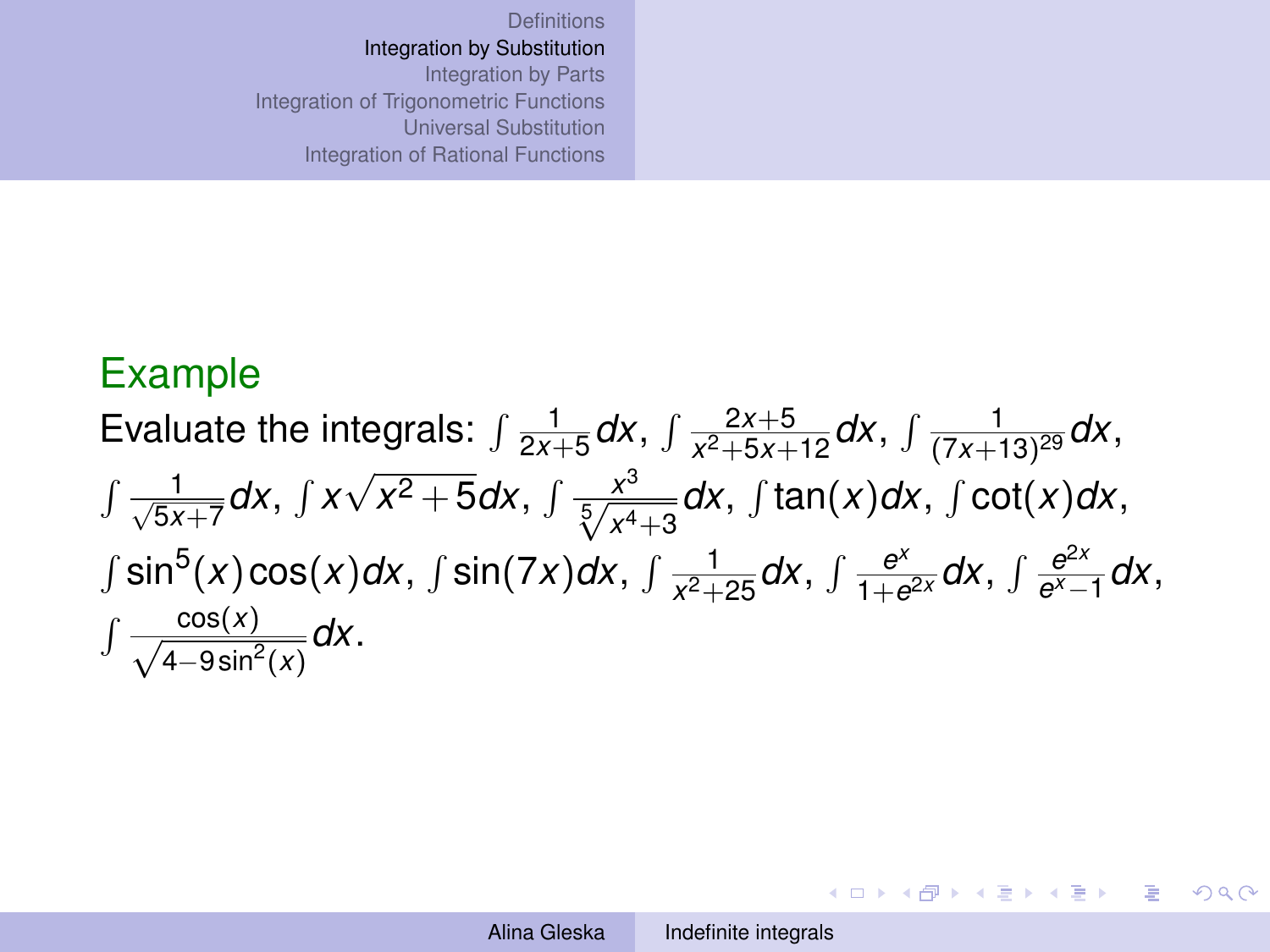## Example

Evaluate the integrals: $\int \frac{1}{2x+5}dx$, $\int \frac{2x+5}{x^2+5x+12}dx$, $\int \frac{1}{(7x+13)^{29}}dx$, $\int \frac{1}{\sqrt{5x+7}}dx$, $\int x\sqrt{x^2+5}dx$, $\int \frac{x^3}{\sqrt[5]{x^4+3}}dx$, $\int \tan(x)dx$, $\int \cot(x)dx$, $\int \sin^5(x)\cos(x)dx$, $\int \sin(7x)dx$, $\int \frac{1}{x^2+25}dx$, $\int \frac{e^x}{1+e^{2x}}dx$, $\int \frac{e^{2x}}{e^x-1}dx$, $\int \frac{\cos(x)}{\sqrt{4-9\sin^2(x)}}dx$.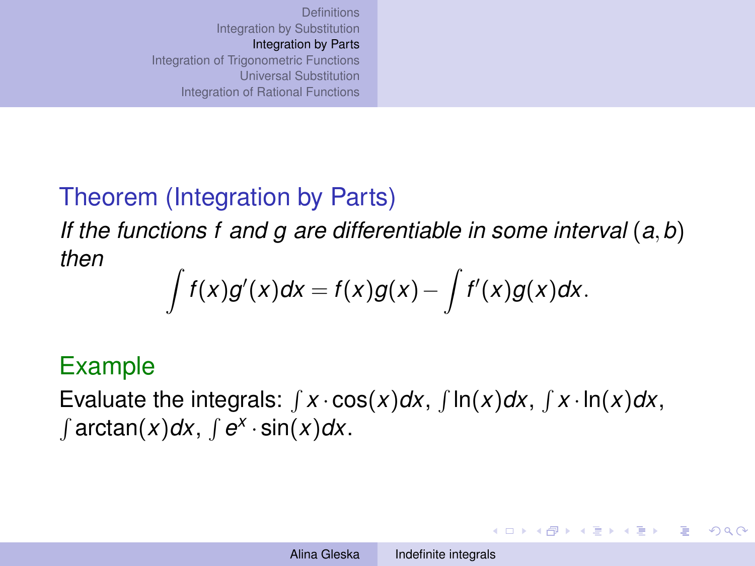**Theorem (Integration by Parts)**

*If the functions $f$ and $g$ are differentiable in some interval $(a,b)$ then*

$$\int f(x)g'(x)dx = f(x)g(x) - \int f'(x)g(x)dx.$$

**Example**

Evaluate the integrals: $\int x \cdot \cos(x)dx$, $\int \ln(x)dx$, $\int x \cdot \ln(x)dx$, $\int \arctan(x)dx$, $\int e^x \cdot \sin(x)dx$.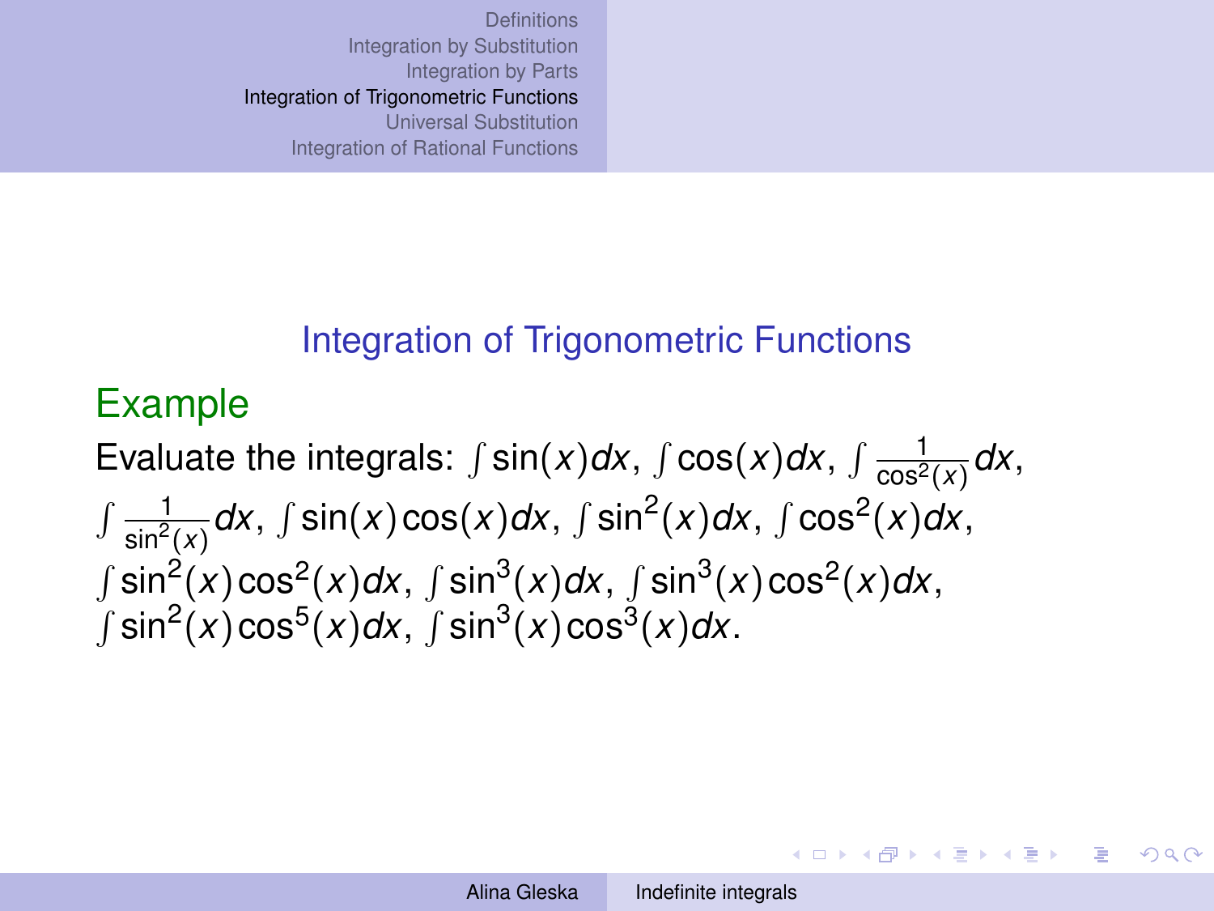## Integration of Trigonometric Functions

### Example

Evaluate the integrals: $\int \sin(x)dx$, $\int \cos(x)dx$, $\int \frac{1}{\cos^2(x)}dx$, $\int \frac{1}{\sin^2(x)}dx$, $\int \sin(x)\cos(x)dx$, $\int \sin^2(x)dx$, $\int \cos^2(x)dx$, $\int \sin^2(x)\cos^2(x)dx$, $\int \sin^3(x)dx$, $\int \sin^3(x)\cos^2(x)dx$, $\int \sin^2(x)\cos^5(x)dx$, $\int \sin^3(x)\cos^3(x)dx$.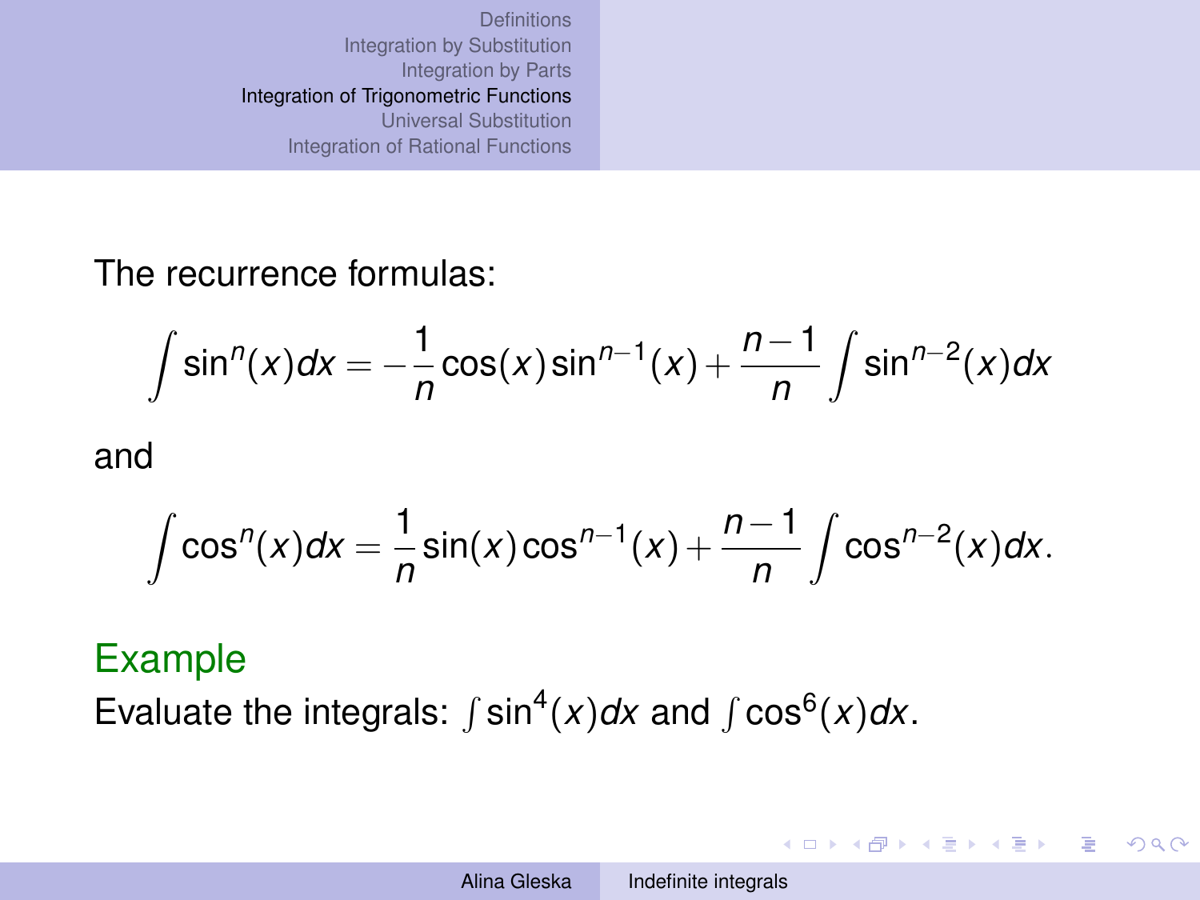The recurrence formulas:

$$\int \sin^n(x)dx = -\frac{1}{n}\cos(x)\sin^{n-1}(x) + \frac{n-1}{n}\int \sin^{n-2}(x)dx$$

and

$$\int \cos^n(x)dx = \frac{1}{n}\sin(x)\cos^{n-1}(x) + \frac{n-1}{n}\int \cos^{n-2}(x)dx.$$

**Example**

Evaluate the integrals: $\int \sin^4(x)dx$ and $\int \cos^6(x)dx$.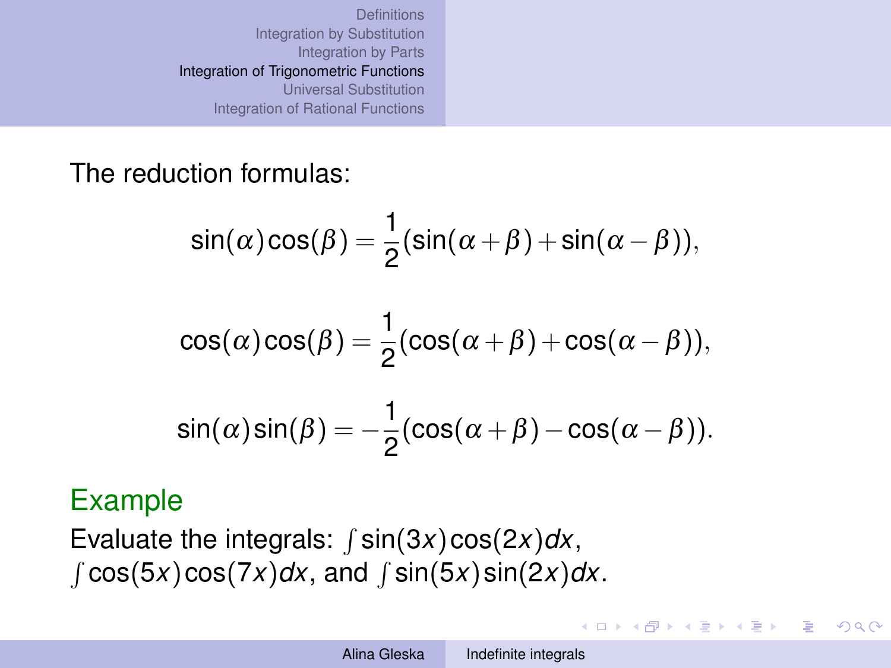The reduction formulas:

$$\sin(\alpha)\cos(\beta) = \frac{1}{2}(\sin(\alpha+\beta)+\sin(\alpha-\beta)),$$

$$\cos(\alpha)\cos(\beta) = \frac{1}{2}(\cos(\alpha+\beta)+\cos(\alpha-\beta)),$$

$$\sin(\alpha)\sin(\beta) = -\frac{1}{2}(\cos(\alpha+\beta)-\cos(\alpha-\beta)).$$

## Example

Evaluate the integrals: $\int \sin(3x)\cos(2x)dx$, $\int \cos(5x)\cos(7x)dx$, and $\int \sin(5x)\sin(2x)dx$.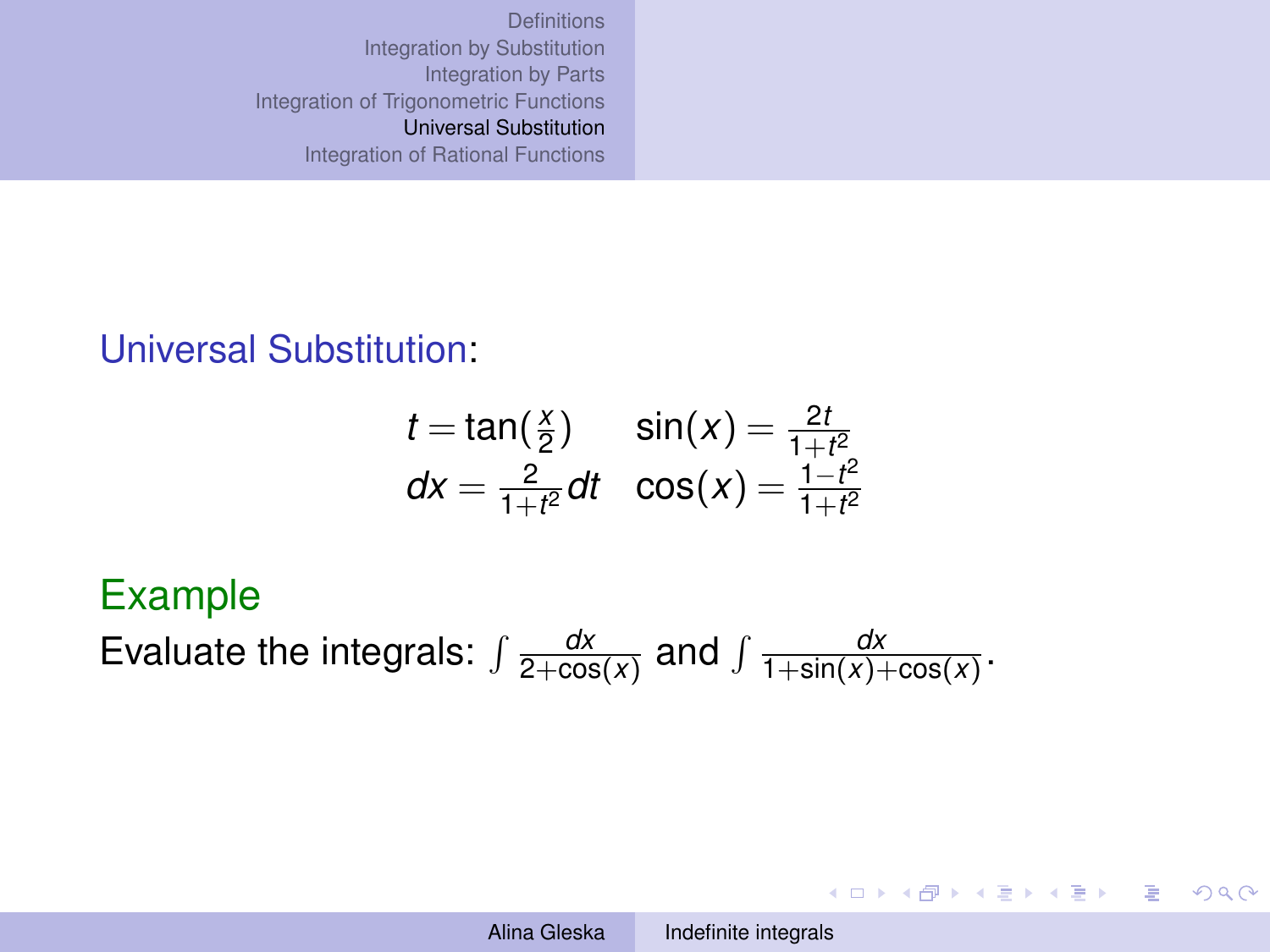**Universal Substitution:**

$$
\begin{array}{ll}
t = \tan(\frac{x}{2}) & \sin(x) = \frac{2t}{1+t^2} \\
dx = \frac{2}{1+t^2} dt & \cos(x) = \frac{1-t^2}{1+t^2}
\end{array}
$$

**Example**

Evaluate the integrals: $\int \frac{dx}{2+\cos(x)}$ and $\int \frac{dx}{1+\sin(x)+\cos(x)}$.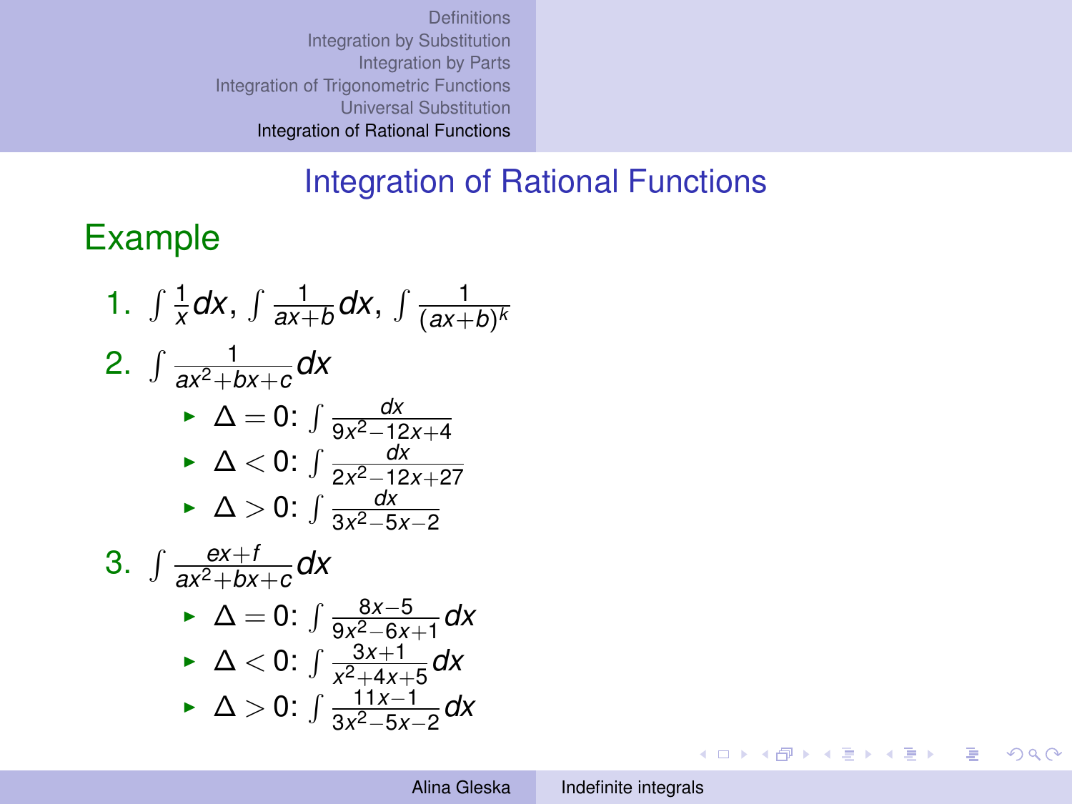## Integration of Rational Functions

### Example

1. $\int \frac{1}{x}dx$, $\int \frac{1}{ax+b}dx$, $\int \frac{1}{(ax+b)^k}$
2. $\int \frac{1}{ax^2+bx+c}dx$
   - $\Delta = 0$: $\int \frac{dx}{9x^2-12x+4}$
   - $\Delta < 0$: $\int \frac{dx}{2x^2-12x+27}$
   - $\Delta > 0$: $\int \frac{dx}{3x^2-5x-2}$
3. $\int \frac{ex+f}{ax^2+bx+c}dx$
   - $\Delta = 0$: $\int \frac{8x-5}{9x^2-6x+1}dx$
   - $\Delta < 0$: $\int \frac{3x+1}{x^2+4x+5}dx$
   - $\Delta > 0$: $\int \frac{11x-1}{3x^2-5x-2}dx$